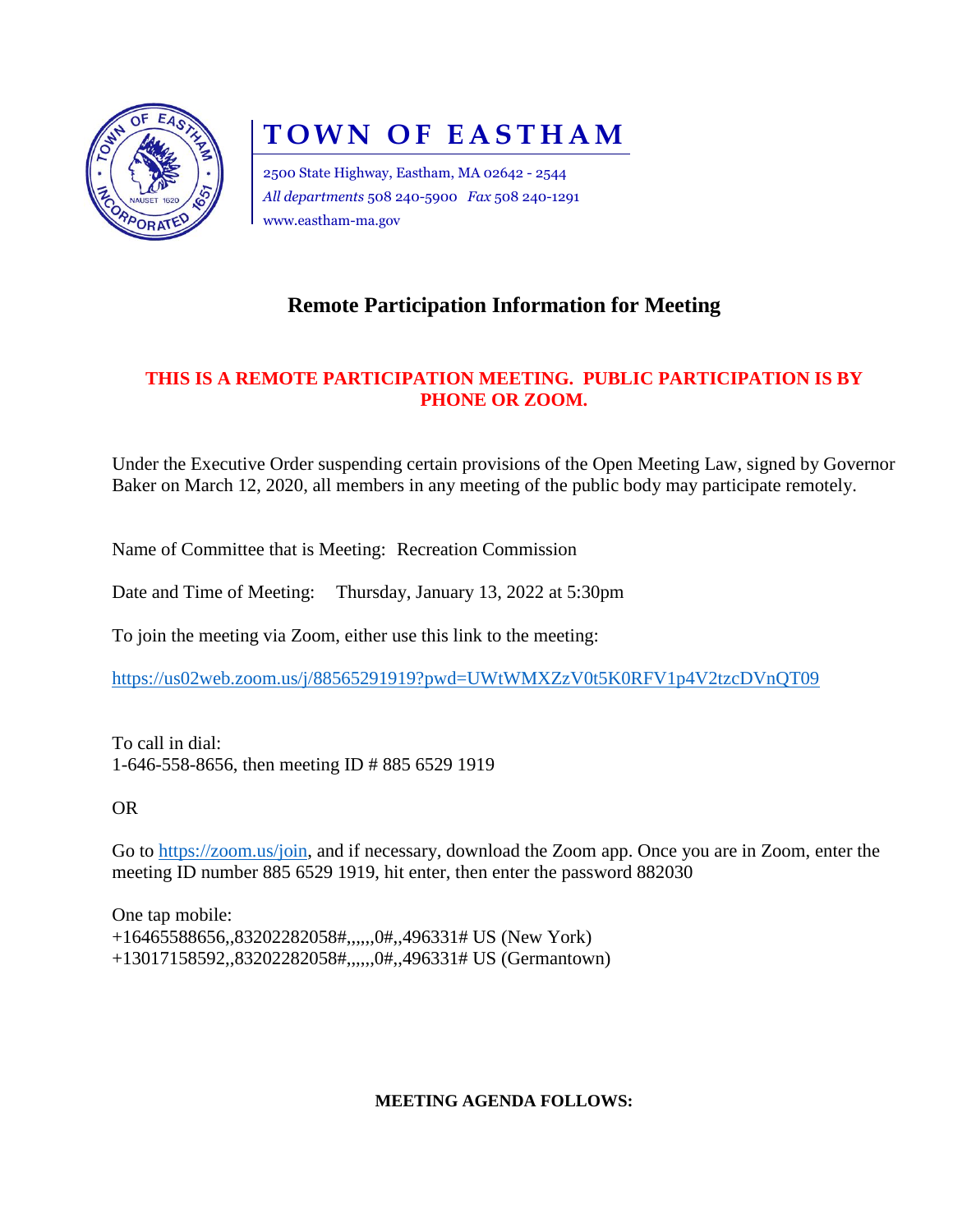# TOWN OF EASTHAM

2500 State Highway, Eastham, MA 02642 - 2544
*All departments* 508 240-5900 *Fax* 508 240-1291
www.eastham-ma.gov

## Remote Participation Information for Meeting

**THIS IS A REMOTE PARTICIPATION MEETING. PUBLIC PARTICIPATION IS BY PHONE OR ZOOM.**

Under the Executive Order suspending certain provisions of the Open Meeting Law, signed by Governor Baker on March 12, 2020, all members in any meeting of the public body may participate remotely.

Name of Committee that is Meeting: Recreation Commission

Date and Time of Meeting: Thursday, January 13, 2022 at 5:30pm

To join the meeting via Zoom, either use this link to the meeting:

https://us02web.zoom.us/j/88565291919?pwd=UWtWMXZzV0t5K0RFV1p4V2tzcDVnQT09

To call in dial:
1-646-558-8656, then meeting ID # 885 6529 1919

OR

Go to https://zoom.us/join, and if necessary, download the Zoom app. Once you are in Zoom, enter the meeting ID number 885 6529 1919, hit enter, then enter the password 882030

One tap mobile:
+16465588656,,83202282058#,,,,,,0#,,496331# US (New York)
+13017158592,,83202282058#,,,,,,0#,,496331# US (Germantown)

**MEETING AGENDA FOLLOWS:**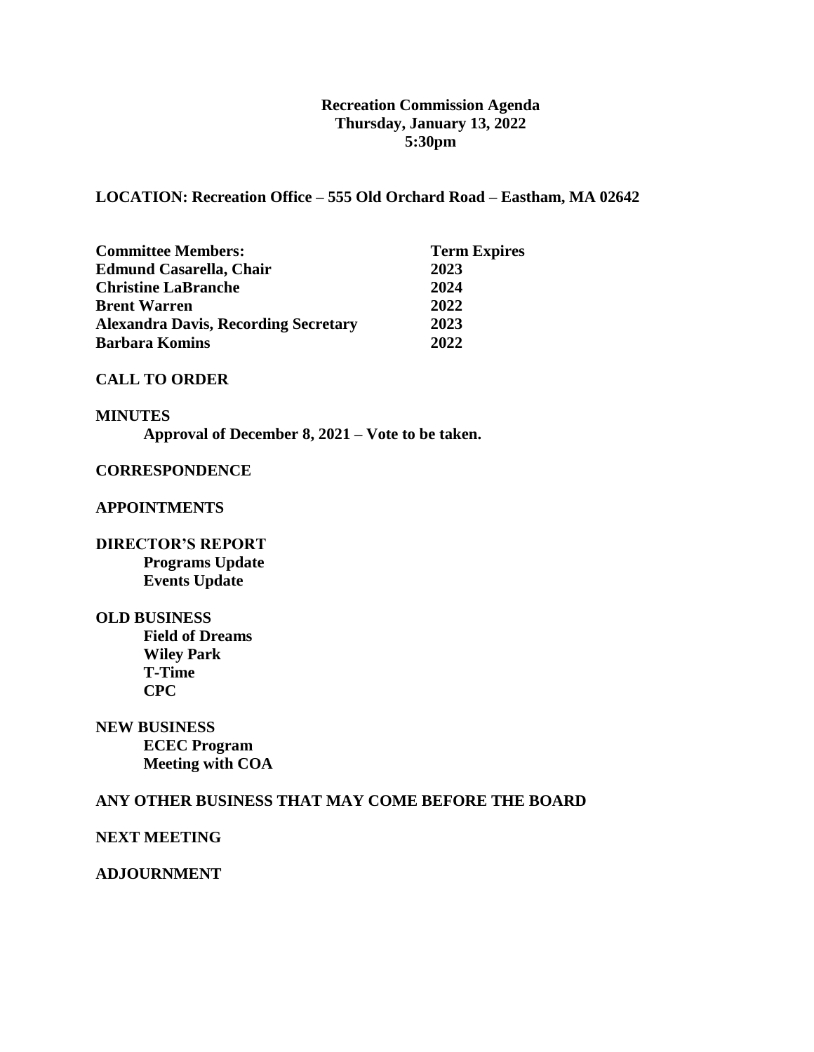**Recreation Commission Agenda**
**Thursday, January 13, 2022**
**5:30pm**

**LOCATION: Recreation Office – 555 Old Orchard Road – Eastham, MA 02642**

| Committee Members: | Term Expires |
| --- | --- |
| Edmund Casarella, Chair | 2023 |
| Christine LaBranche | 2024 |
| Brent Warren | 2022 |
| Alexandra Davis, Recording Secretary | 2023 |
| Barbara Komins | 2022 |

**CALL TO ORDER**

**MINUTES**

**Approval of December 8, 2021 – Vote to be taken.**

**CORRESPONDENCE**

**APPOINTMENTS**

**DIRECTOR'S REPORT**

**Programs Update**
**Events Update**

**OLD BUSINESS**

**Field of Dreams**
**Wiley Park**
**T-Time**
**CPC**

**NEW BUSINESS**

**ECEC Program**
**Meeting with COA**

**ANY OTHER BUSINESS THAT MAY COME BEFORE THE BOARD**

**NEXT MEETING**

**ADJOURNMENT**